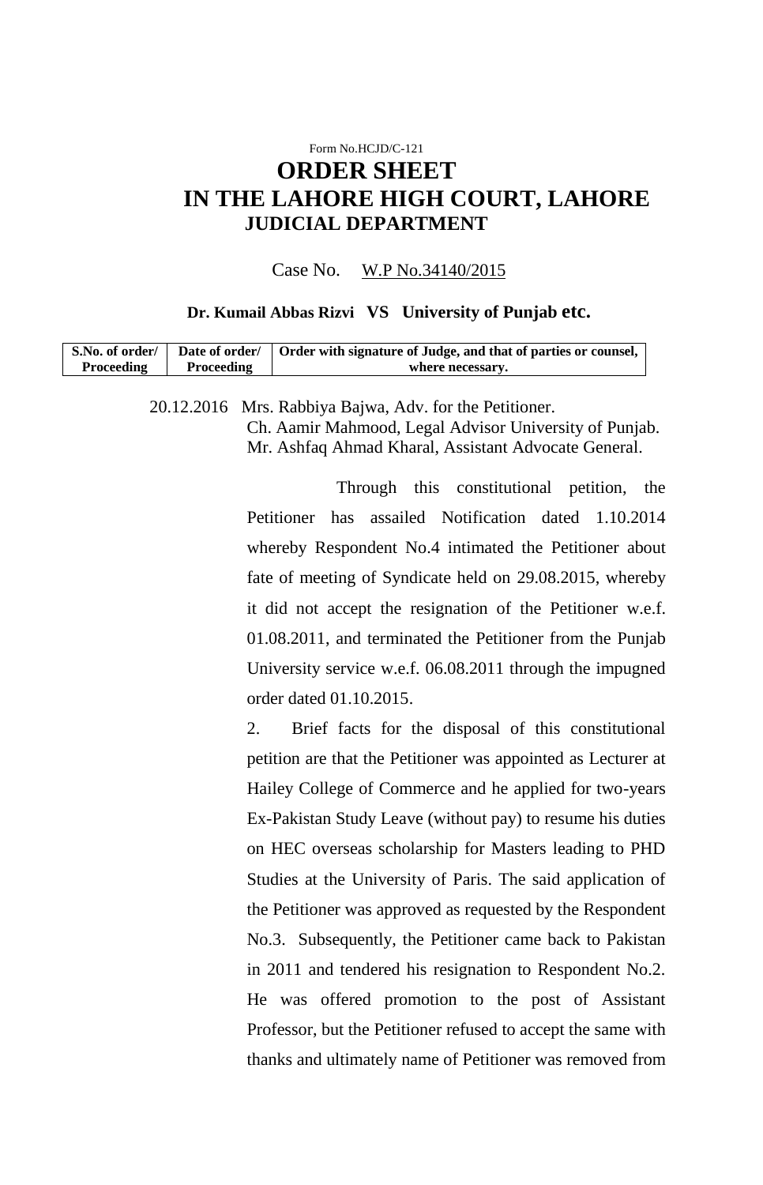Form No.HCJD/C-121

# ORDER SHEET
# IN THE LAHORE HIGH COURT, LAHORE
## JUDICIAL DEPARTMENT

Case No. W.P No.34140/2015

**Dr. Kumail Abbas Rizvi VS University of Punjab etc.**

| S.No. of order/ Proceeding | Date of order/ Proceeding | Order with signature of Judge, and that of parties or counsel, where necessary. |
|---|---|---|

20.12.2016 Mrs. Rabbiya Bajwa, Adv. for the Petitioner.
Ch. Aamir Mahmood, Legal Advisor University of Punjab.
Mr. Ashfaq Ahmad Kharal, Assistant Advocate General.

Through this constitutional petition, the Petitioner has assailed Notification dated 1.10.2014 whereby Respondent No.4 intimated the Petitioner about fate of meeting of Syndicate held on 29.08.2015, whereby it did not accept the resignation of the Petitioner w.e.f. 01.08.2011, and terminated the Petitioner from the Punjab University service w.e.f. 06.08.2011 through the impugned order dated 01.10.2015.

2. Brief facts for the disposal of this constitutional petition are that the Petitioner was appointed as Lecturer at Hailey College of Commerce and he applied for two-years Ex-Pakistan Study Leave (without pay) to resume his duties on HEC overseas scholarship for Masters leading to PHD Studies at the University of Paris. The said application of the Petitioner was approved as requested by the Respondent No.3. Subsequently, the Petitioner came back to Pakistan in 2011 and tendered his resignation to Respondent No.2. He was offered promotion to the post of Assistant Professor, but the Petitioner refused to accept the same with thanks and ultimately name of Petitioner was removed from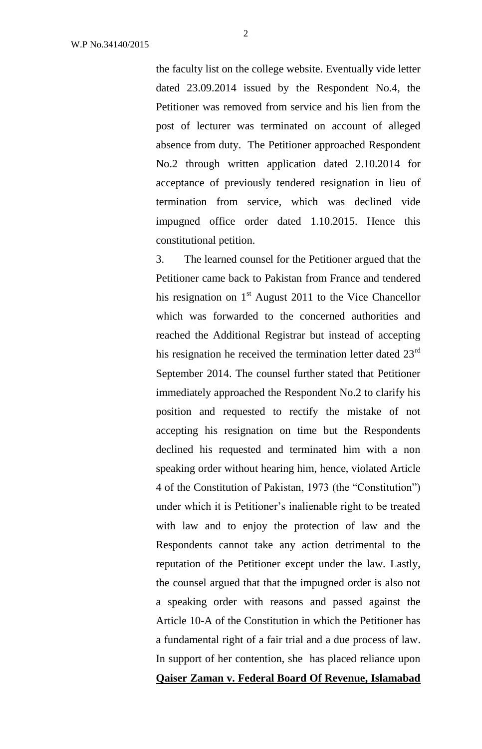the faculty list on the college website. Eventually vide letter dated 23.09.2014 issued by the Respondent No.4, the Petitioner was removed from service and his lien from the post of lecturer was terminated on account of alleged absence from duty. The Petitioner approached Respondent No.2 through written application dated 2.10.2014 for acceptance of previously tendered resignation in lieu of termination from service, which was declined vide impugned office order dated 1.10.2015. Hence this constitutional petition.

3. The learned counsel for the Petitioner argued that the Petitioner came back to Pakistan from France and tendered his resignation on 1st August 2011 to the Vice Chancellor which was forwarded to the concerned authorities and reached the Additional Registrar but instead of accepting his resignation he received the termination letter dated 23rd September 2014. The counsel further stated that Petitioner immediately approached the Respondent No.2 to clarify his position and requested to rectify the mistake of not accepting his resignation on time but the Respondents declined his requested and terminated him with a non speaking order without hearing him, hence, violated Article 4 of the Constitution of Pakistan, 1973 (the "Constitution") under which it is Petitioner's inalienable right to be treated with law and to enjoy the protection of law and the Respondents cannot take any action detrimental to the reputation of the Petitioner except under the law. Lastly, the counsel argued that that the impugned order is also not a speaking order with reasons and passed against the Article 10-A of the Constitution in which the Petitioner has a fundamental right of a fair trial and a due process of law. In support of her contention, she has placed reliance upon **<u>Qaiser Zaman v. Federal Board Of Revenue, Islamabad</u>**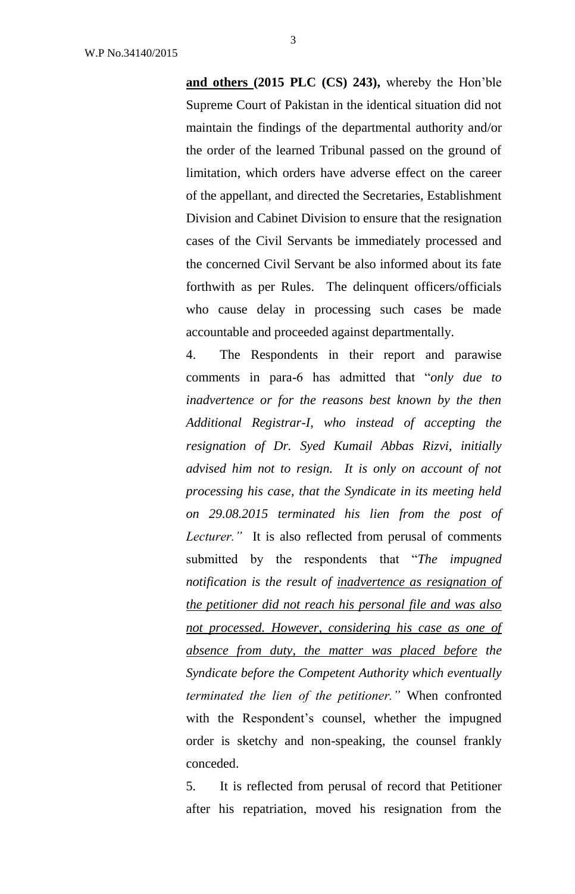**and others (2015 PLC (CS) 243),** whereby the Hon'ble Supreme Court of Pakistan in the identical situation did not maintain the findings of the departmental authority and/or the order of the learned Tribunal passed on the ground of limitation, which orders have adverse effect on the career of the appellant, and directed the Secretaries, Establishment Division and Cabinet Division to ensure that the resignation cases of the Civil Servants be immediately processed and the concerned Civil Servant be also informed about its fate forthwith as per Rules. The delinquent officers/officials who cause delay in processing such cases be made accountable and proceeded against departmentally.

4. The Respondents in their report and parawise comments in para-6 has admitted that "*only due to inadvertence or for the reasons best known by the then Additional Registrar-I, who instead of accepting the resignation of Dr. Syed Kumail Abbas Rizvi, initially advised him not to resign. It is only on account of not processing his case, that the Syndicate in its meeting held on 29.08.2015 terminated his lien from the post of Lecturer.*" It is also reflected from perusal of comments submitted by the respondents that "*The impugned notification is the result of inadvertence as resignation of the petitioner did not reach his personal file and was also not processed. However, considering his case as one of absence from duty, the matter was placed before the Syndicate before the Competent Authority which eventually terminated the lien of the petitioner.*" When confronted with the Respondent's counsel, whether the impugned order is sketchy and non-speaking, the counsel frankly conceded.

5. It is reflected from perusal of record that Petitioner after his repatriation, moved his resignation from the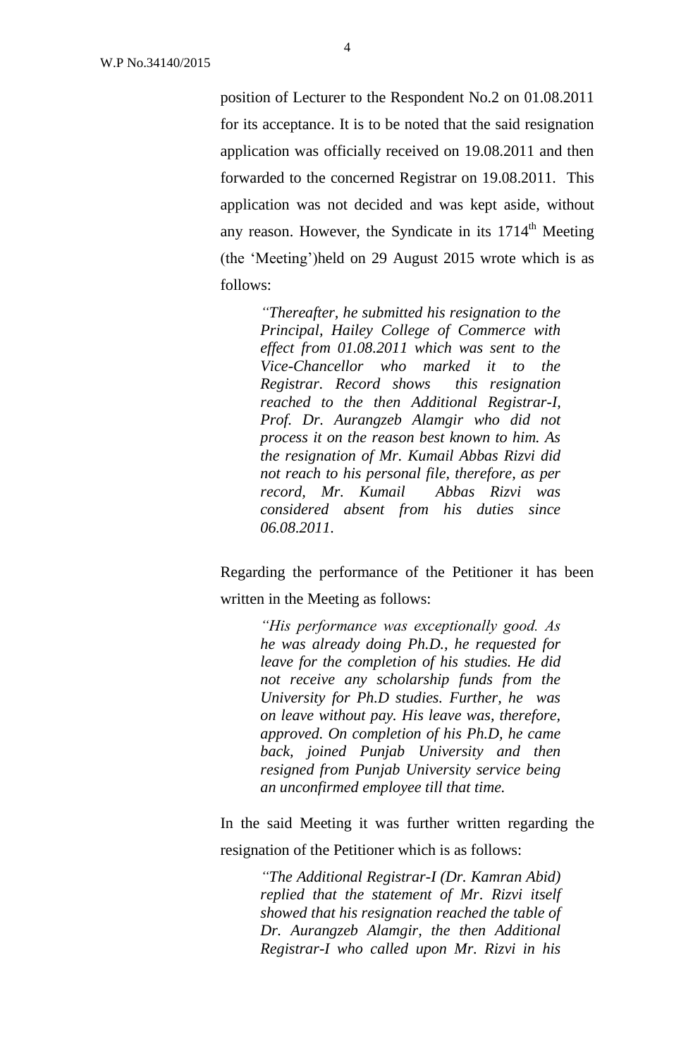position of Lecturer to the Respondent No.2 on 01.08.2011 for its acceptance. It is to be noted that the said resignation application was officially received on 19.08.2011 and then forwarded to the concerned Registrar on 19.08.2011. This application was not decided and was kept aside, without any reason. However, the Syndicate in its 1714th Meeting (the 'Meeting')held on 29 August 2015 wrote which is as follows:

> *"Thereafter, he submitted his resignation to the Principal, Hailey College of Commerce with effect from 01.08.2011 which was sent to the Vice-Chancellor who marked it to the Registrar. Record shows this resignation reached to the then Additional Registrar-I, Prof. Dr. Aurangzeb Alamgir who did not process it on the reason best known to him. As the resignation of Mr. Kumail Abbas Rizvi did not reach to his personal file, therefore, as per record, Mr. Kumail Abbas Rizvi was considered absent from his duties since 06.08.2011.*

Regarding the performance of the Petitioner it has been written in the Meeting as follows:

> *"His performance was exceptionally good. As he was already doing Ph.D., he requested for leave for the completion of his studies. He did not receive any scholarship funds from the University for Ph.D studies. Further, he was on leave without pay. His leave was, therefore, approved. On completion of his Ph.D, he came back, joined Punjab University and then resigned from Punjab University service being an unconfirmed employee till that time.*

In the said Meeting it was further written regarding the resignation of the Petitioner which is as follows:

> *"The Additional Registrar-I (Dr. Kamran Abid) replied that the statement of Mr. Rizvi itself showed that his resignation reached the table of Dr. Aurangzeb Alamgir, the then Additional Registrar-I who called upon Mr. Rizvi in his*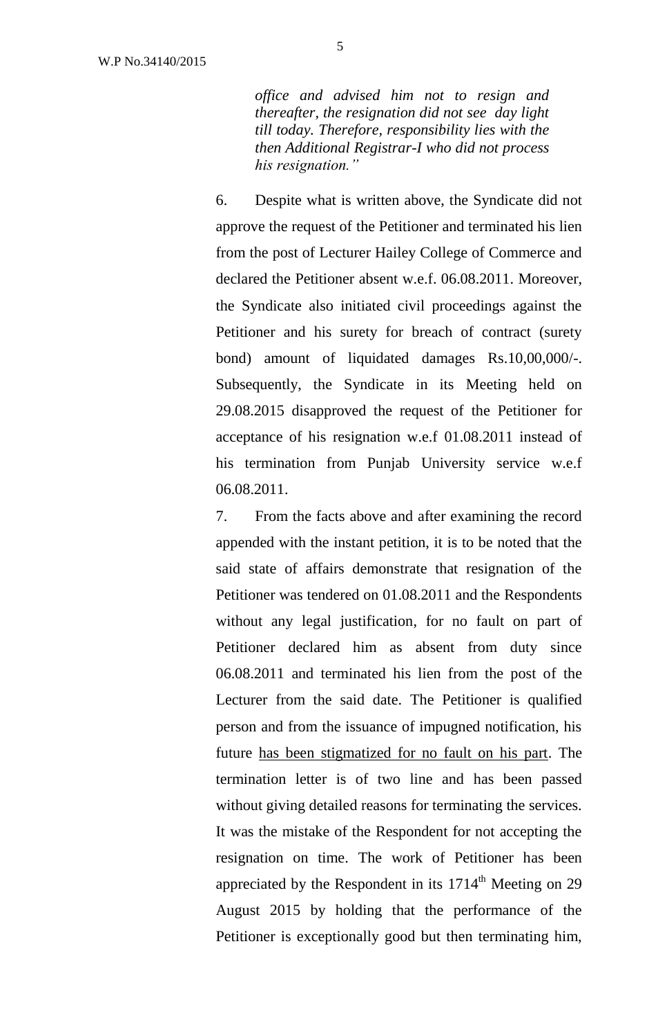*office and advised him not to resign and thereafter, the resignation did not see day light till today. Therefore, responsibility lies with the then Additional Registrar-I who did not process his resignation."*

6. Despite what is written above, the Syndicate did not approve the request of the Petitioner and terminated his lien from the post of Lecturer Hailey College of Commerce and declared the Petitioner absent w.e.f. 06.08.2011. Moreover, the Syndicate also initiated civil proceedings against the Petitioner and his surety for breach of contract (surety bond) amount of liquidated damages Rs.10,00,000/-. Subsequently, the Syndicate in its Meeting held on 29.08.2015 disapproved the request of the Petitioner for acceptance of his resignation w.e.f 01.08.2011 instead of his termination from Punjab University service w.e.f 06.08.2011.

7. From the facts above and after examining the record appended with the instant petition, it is to be noted that the said state of affairs demonstrate that resignation of the Petitioner was tendered on 01.08.2011 and the Respondents without any legal justification, for no fault on part of Petitioner declared him as absent from duty since 06.08.2011 and terminated his lien from the post of the Lecturer from the said date. The Petitioner is qualified person and from the issuance of impugned notification, his future <u>has been stigmatized for no fault on his part</u>. The termination letter is of two line and has been passed without giving detailed reasons for terminating the services. It was the mistake of the Respondent for not accepting the resignation on time. The work of Petitioner has been appreciated by the Respondent in its 1714th Meeting on 29 August 2015 by holding that the performance of the Petitioner is exceptionally good but then terminating him,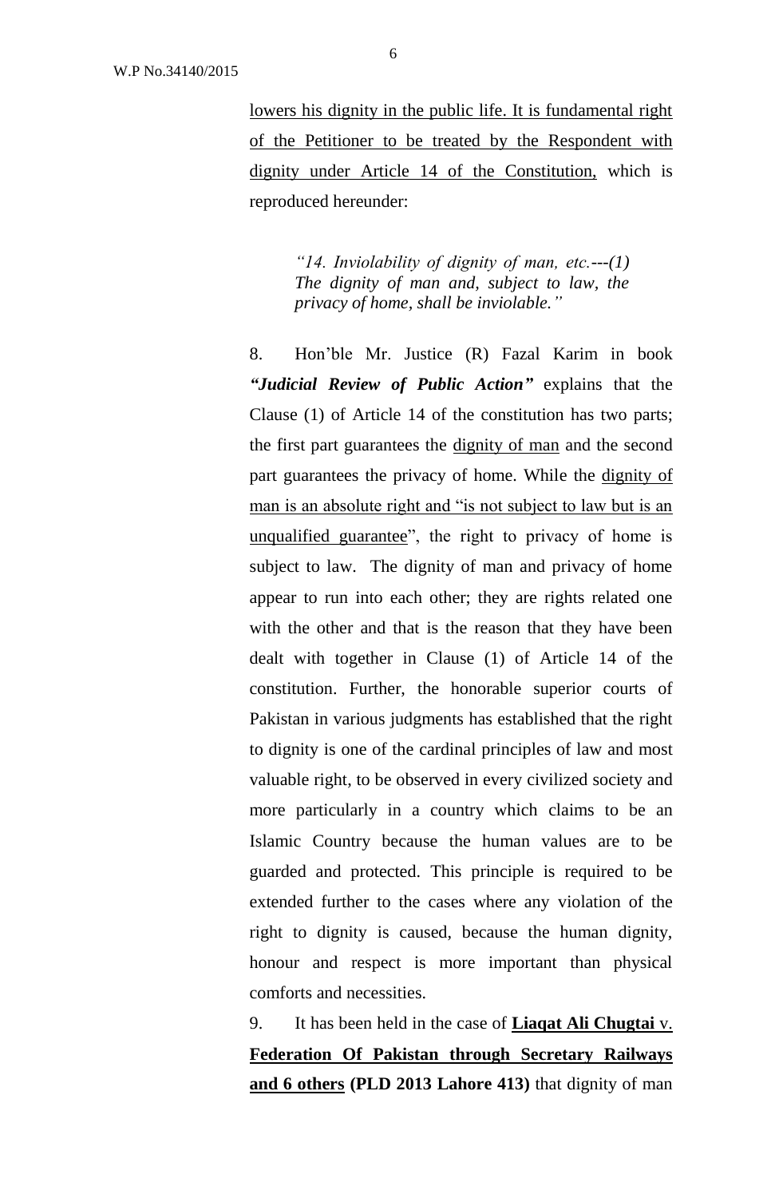<u>lowers his dignity in the public life. It is fundamental right of the Petitioner to be treated by the Respondent with dignity under Article 14 of the Constitution,</u> which is reproduced hereunder:

> *"14. Inviolability of dignity of man, etc.---(1) The dignity of man and, subject to law, the privacy of home, shall be inviolable."*

8. Hon'ble Mr. Justice (R) Fazal Karim in book ***"Judicial Review of Public Action"*** explains that the Clause (1) of Article 14 of the constitution has two parts; the first part guarantees the <u>dignity of man</u> and the second part guarantees the privacy of home. While the <u>dignity of man is an absolute right and "is not subject to law but is an unqualified guarantee</u>", the right to privacy of home is subject to law. The dignity of man and privacy of home appear to run into each other; they are rights related one with the other and that is the reason that they have been dealt with together in Clause (1) of Article 14 of the constitution. Further, the honorable superior courts of Pakistan in various judgments has established that the right to dignity is one of the cardinal principles of law and most valuable right, to be observed in every civilized society and more particularly in a country which claims to be an Islamic Country because the human values are to be guarded and protected. This principle is required to be extended further to the cases where any violation of the right to dignity is caused, because the human dignity, honour and respect is more important than physical comforts and necessities.

9. It has been held in the case of **<u>Liaqat Ali Chugtai</u>** v. **<u>Federation Of Pakistan through Secretary Railways and 6 others</u> (PLD 2013 Lahore 413)** that dignity of man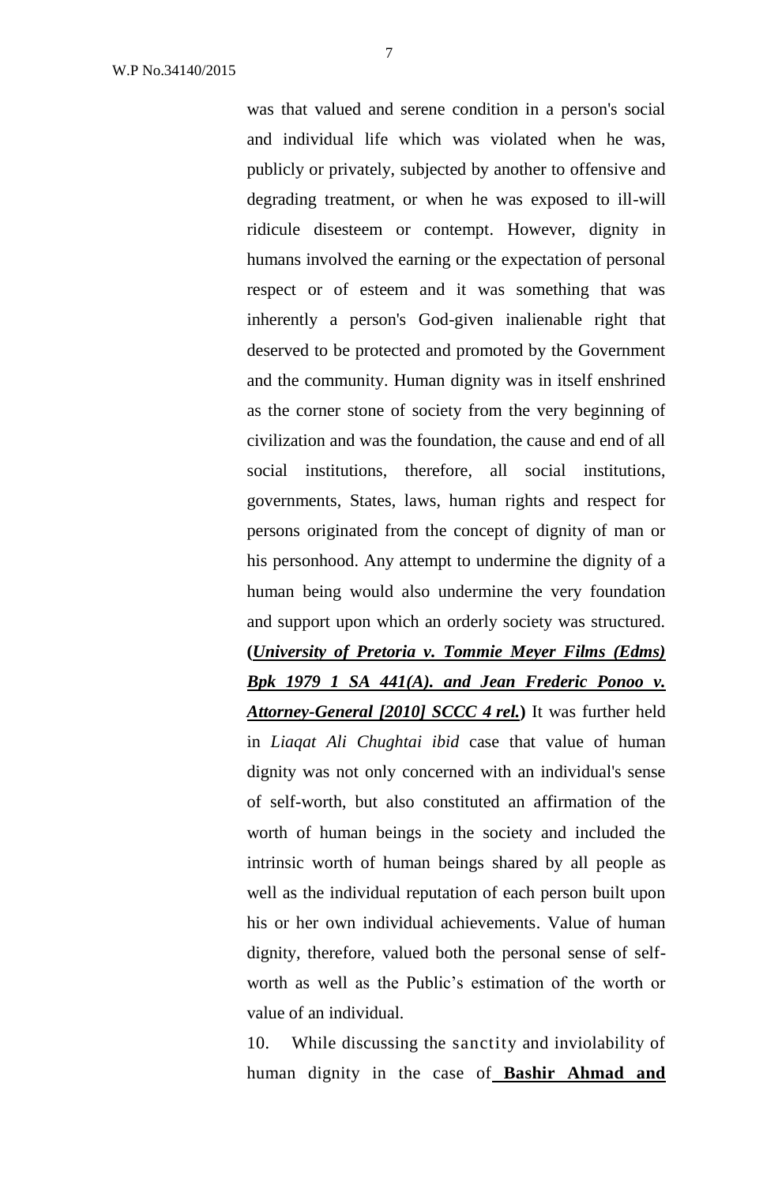was that valued and serene condition in a person's social and individual life which was violated when he was, publicly or privately, subjected by another to offensive and degrading treatment, or when he was exposed to ill-will ridicule disesteem or contempt. However, dignity in humans involved the earning or the expectation of personal respect or of esteem and it was something that was inherently a person's God-given inalienable right that deserved to be protected and promoted by the Government and the community. Human dignity was in itself enshrined as the corner stone of society from the very beginning of civilization and was the foundation, the cause and end of all social institutions, therefore, all social institutions, governments, States, laws, human rights and respect for persons originated from the concept of dignity of man or his personhood. Any attempt to undermine the dignity of a human being would also undermine the very foundation and support upon which an orderly society was structured. **(*University of Pretoria v. Tommie Meyer Films (Edms) Bpk 1979 1 SA 441(A). and Jean Frederic Ponoo v. Attorney-General [2010] SCCC 4 rel.*)** It was further held in *Liaqat Ali Chughtai ibid* case that value of human dignity was not only concerned with an individual's sense of self-worth, but also constituted an affirmation of the worth of human beings in the society and included the intrinsic worth of human beings shared by all people as well as the individual reputation of each person built upon his or her own individual achievements. Value of human dignity, therefore, valued both the personal sense of self-worth as well as the Public's estimation of the worth or value of an individual.

10. While discussing the sanctity and inviolability of human dignity in the case of **Bashir Ahmad and**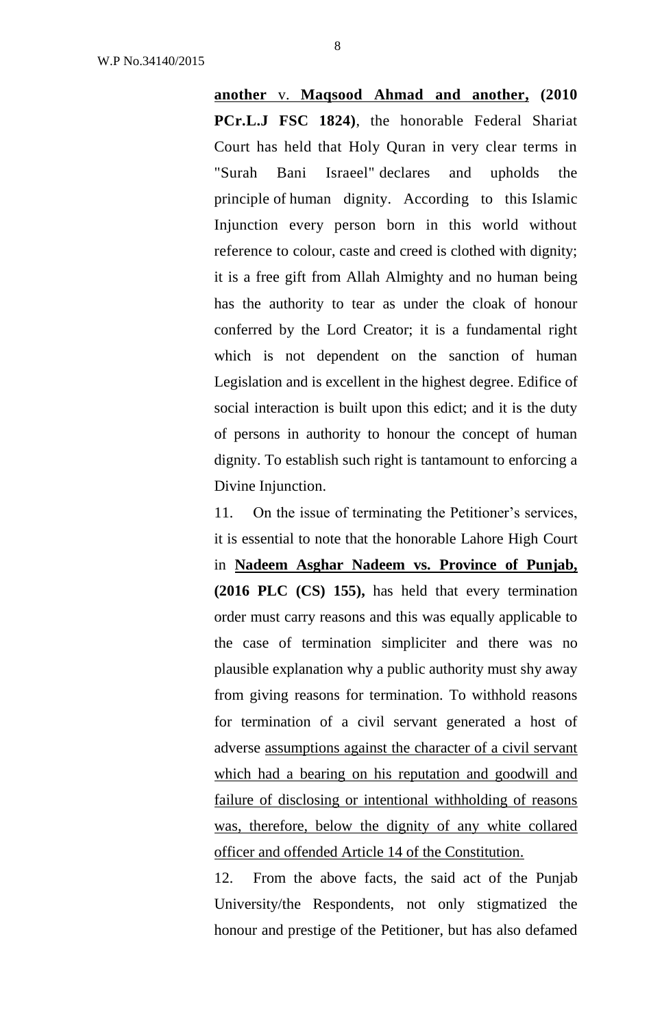**another** v. **Maqsood Ahmad and another, (2010 PCr.L.J FSC 1824)**, the honorable Federal Shariat Court has held that Holy Quran in very clear terms in "Surah Bani Israeel" declares and upholds the principle of human dignity. According to this Islamic Injunction every person born in this world without reference to colour, caste and creed is clothed with dignity; it is a free gift from Allah Almighty and no human being has the authority to tear as under the cloak of honour conferred by the Lord Creator; it is a fundamental right which is not dependent on the sanction of human Legislation and is excellent in the highest degree. Edifice of social interaction is built upon this edict; and it is the duty of persons in authority to honour the concept of human dignity. To establish such right is tantamount to enforcing a Divine Injunction.

11. On the issue of terminating the Petitioner's services, it is essential to note that the honorable Lahore High Court in **Nadeem Asghar Nadeem vs. Province of Punjab, (2016 PLC (CS) 155),** has held that every termination order must carry reasons and this was equally applicable to the case of termination simpliciter and there was no plausible explanation why a public authority must shy away from giving reasons for termination. To withhold reasons for termination of a civil servant generated a host of adverse assumptions against the character of a civil servant which had a bearing on his reputation and goodwill and failure of disclosing or intentional withholding of reasons was, therefore, below the dignity of any white collared officer and offended Article 14 of the Constitution.

12. From the above facts, the said act of the Punjab University/the Respondents, not only stigmatized the honour and prestige of the Petitioner, but has also defamed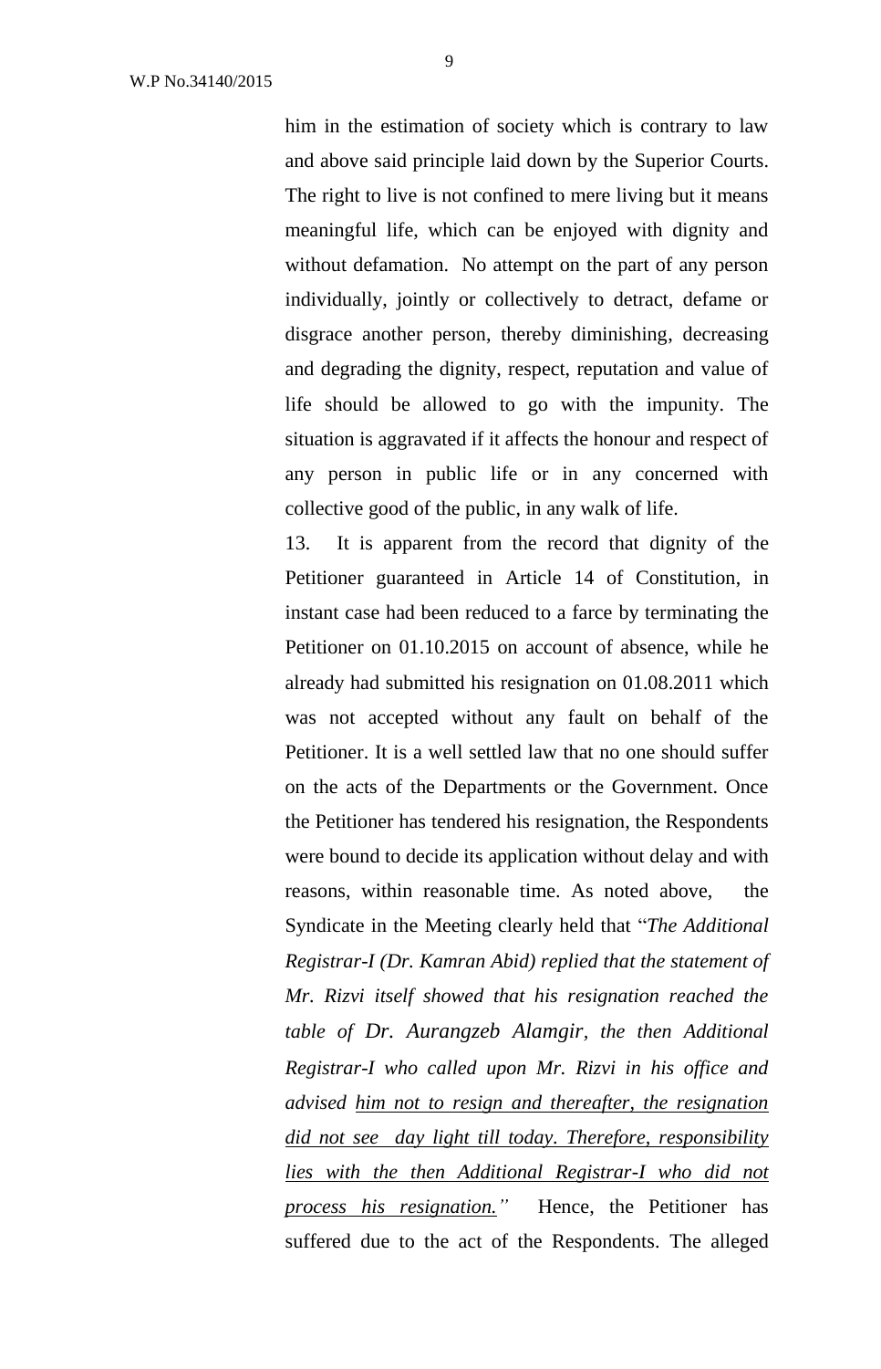him in the estimation of society which is contrary to law and above said principle laid down by the Superior Courts. The right to live is not confined to mere living but it means meaningful life, which can be enjoyed with dignity and without defamation. No attempt on the part of any person individually, jointly or collectively to detract, defame or disgrace another person, thereby diminishing, decreasing and degrading the dignity, respect, reputation and value of life should be allowed to go with the impunity. The situation is aggravated if it affects the honour and respect of any person in public life or in any concerned with collective good of the public, in any walk of life.

13. It is apparent from the record that dignity of the Petitioner guaranteed in Article 14 of Constitution, in instant case had been reduced to a farce by terminating the Petitioner on 01.10.2015 on account of absence, while he already had submitted his resignation on 01.08.2011 which was not accepted without any fault on behalf of the Petitioner. It is a well settled law that no one should suffer on the acts of the Departments or the Government. Once the Petitioner has tendered his resignation, the Respondents were bound to decide its application without delay and with reasons, within reasonable time. As noted above, the Syndicate in the Meeting clearly held that "*The Additional Registrar-I (Dr. Kamran Abid) replied that the statement of Mr. Rizvi itself showed that his resignation reached the table of Dr. Aurangzeb Alamgir, the then Additional Registrar-I who called upon Mr. Rizvi in his office and advised <u>him not to resign and thereafter, the resignation did not see day light till today. Therefore, responsibility lies with the then Additional Registrar-I who did not process his resignation.</u>*" Hence, the Petitioner has suffered due to the act of the Respondents. The alleged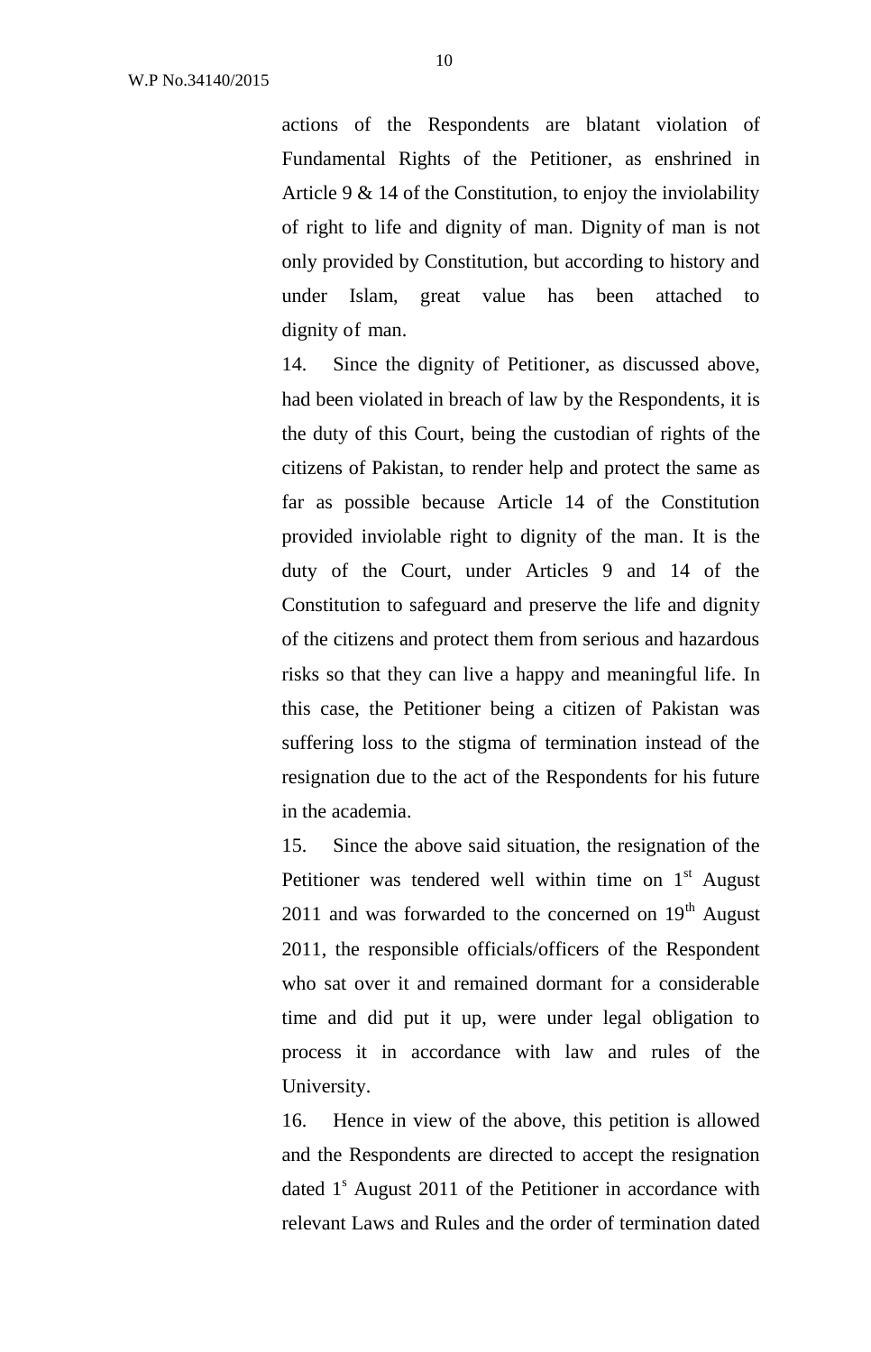actions of the Respondents are blatant violation of Fundamental Rights of the Petitioner, as enshrined in Article 9 & 14 of the Constitution, to enjoy the inviolability of right to life and dignity of man. Dignity of man is not only provided by Constitution, but according to history and under Islam, great value has been attached to dignity of man.

14. Since the dignity of Petitioner, as discussed above, had been violated in breach of law by the Respondents, it is the duty of this Court, being the custodian of rights of the citizens of Pakistan, to render help and protect the same as far as possible because Article 14 of the Constitution provided inviolable right to dignity of the man. It is the duty of the Court, under Articles 9 and 14 of the Constitution to safeguard and preserve the life and dignity of the citizens and protect them from serious and hazardous risks so that they can live a happy and meaningful life. In this case, the Petitioner being a citizen of Pakistan was suffering loss to the stigma of termination instead of the resignation due to the act of the Respondents for his future in the academia.

15. Since the above said situation, the resignation of the Petitioner was tendered well within time on 1st August 2011 and was forwarded to the concerned on 19th August 2011, the responsible officials/officers of the Respondent who sat over it and remained dormant for a considerable time and did put it up, were under legal obligation to process it in accordance with law and rules of the University.

16. Hence in view of the above, this petition is allowed and the Respondents are directed to accept the resignation dated 1s August 2011 of the Petitioner in accordance with relevant Laws and Rules and the order of termination dated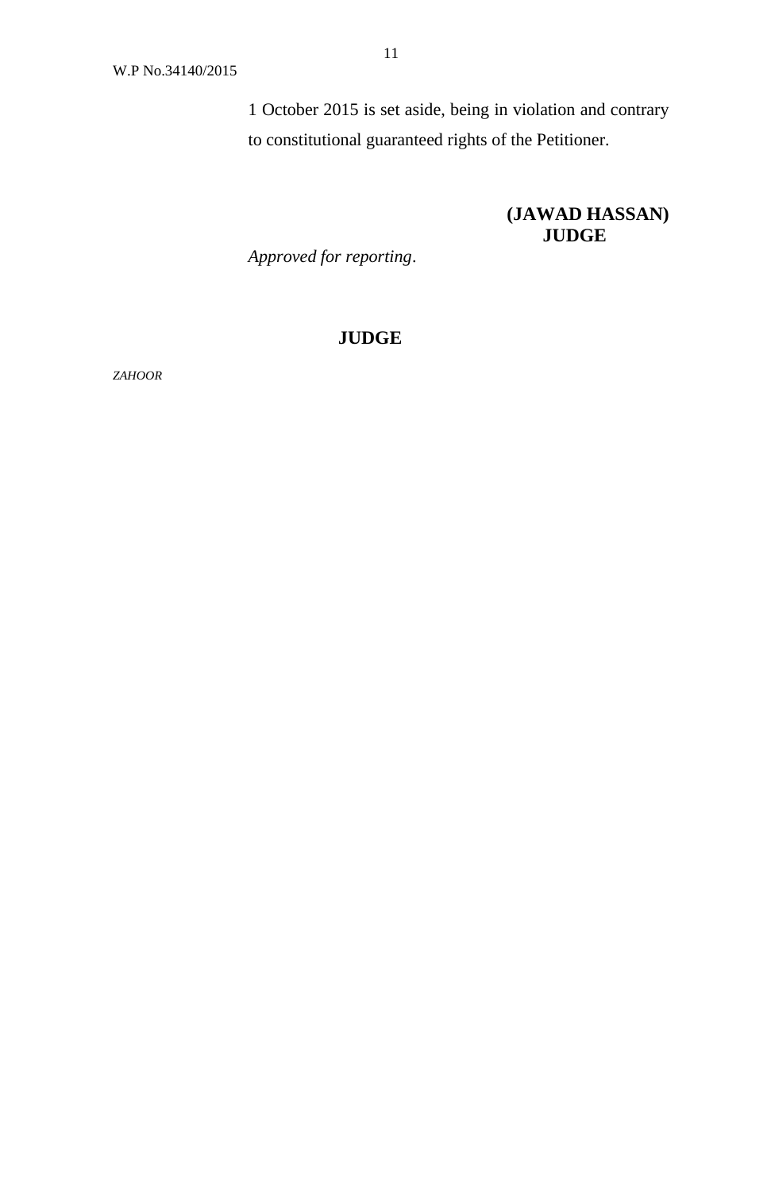1 October 2015 is set aside, being in violation and contrary to constitutional guaranteed rights of the Petitioner.

**(JAWAD HASSAN)**
**JUDGE**

*Approved for reporting*.

**JUDGE**

*ZAHOOR*